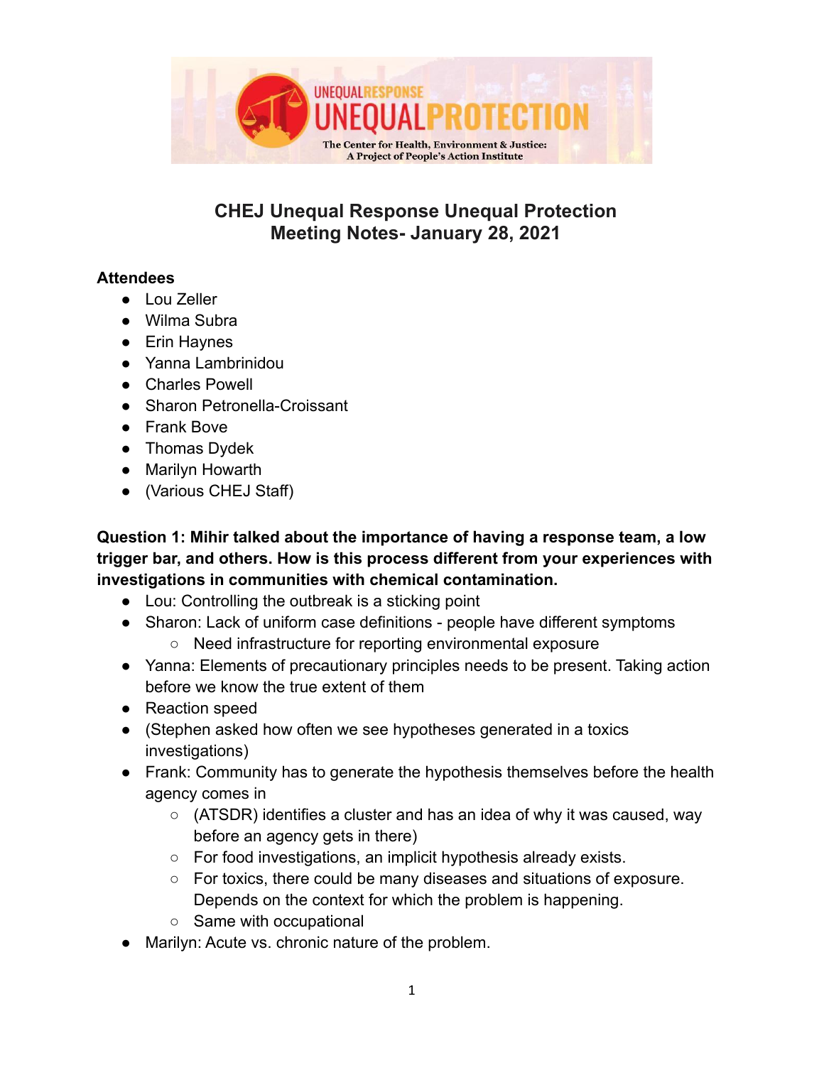# CHEJ Unequal Response Unequal Protection
# Meeting Notes- January 28, 2021

**Attendees**

- Lou Zeller
- Wilma Subra
- Erin Haynes
- Yanna Lambrinidou
- Charles Powell
- Sharon Petronella-Croissant
- Frank Bove
- Thomas Dydek
- Marilyn Howarth
- (Various CHEJ Staff)

**Question 1: Mihir talked about the importance of having a response team, a low trigger bar, and others. How is this process different from your experiences with investigations in communities with chemical contamination.**

- Lou: Controlling the outbreak is a sticking point
- Sharon: Lack of uniform case definitions - people have different symptoms
  - Need infrastructure for reporting environmental exposure
- Yanna: Elements of precautionary principles needs to be present. Taking action before we know the true extent of them
- Reaction speed
- (Stephen asked how often we see hypotheses generated in a toxics investigations)
- Frank: Community has to generate the hypothesis themselves before the health agency comes in
  - (ATSDR) identifies a cluster and has an idea of why it was caused, way before an agency gets in there)
  - For food investigations, an implicit hypothesis already exists.
  - For toxics, there could be many diseases and situations of exposure. Depends on the context for which the problem is happening.
  - Same with occupational
- Marilyn: Acute vs. chronic nature of the problem.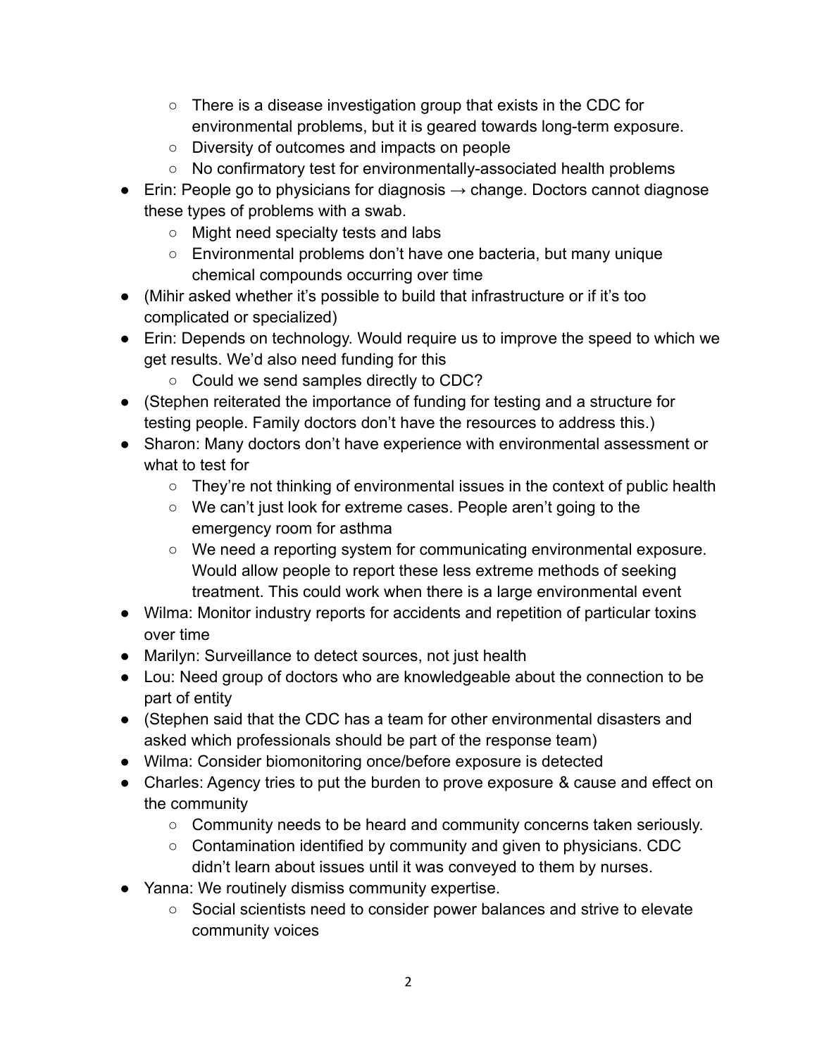- There is a disease investigation group that exists in the CDC for environmental problems, but it is geared towards long-term exposure.
  - Diversity of outcomes and impacts on people
  - No confirmatory test for environmentally-associated health problems
- Erin: People go to physicians for diagnosis → change. Doctors cannot diagnose these types of problems with a swab.
  - Might need specialty tests and labs
  - Environmental problems don't have one bacteria, but many unique chemical compounds occurring over time
- (Mihir asked whether it's possible to build that infrastructure or if it's too complicated or specialized)
- Erin: Depends on technology. Would require us to improve the speed to which we get results. We'd also need funding for this
  - Could we send samples directly to CDC?
- (Stephen reiterated the importance of funding for testing and a structure for testing people. Family doctors don't have the resources to address this.)
- Sharon: Many doctors don't have experience with environmental assessment or what to test for
  - They're not thinking of environmental issues in the context of public health
  - We can't just look for extreme cases. People aren't going to the emergency room for asthma
  - We need a reporting system for communicating environmental exposure. Would allow people to report these less extreme methods of seeking treatment. This could work when there is a large environmental event
- Wilma: Monitor industry reports for accidents and repetition of particular toxins over time
- Marilyn: Surveillance to detect sources, not just health
- Lou: Need group of doctors who are knowledgeable about the connection to be part of entity
- (Stephen said that the CDC has a team for other environmental disasters and asked which professionals should be part of the response team)
- Wilma: Consider biomonitoring once/before exposure is detected
- Charles: Agency tries to put the burden to prove exposure & cause and effect on the community
  - Community needs to be heard and community concerns taken seriously.
  - Contamination identified by community and given to physicians. CDC didn't learn about issues until it was conveyed to them by nurses.
- Yanna: We routinely dismiss community expertise.
  - Social scientists need to consider power balances and strive to elevate community voices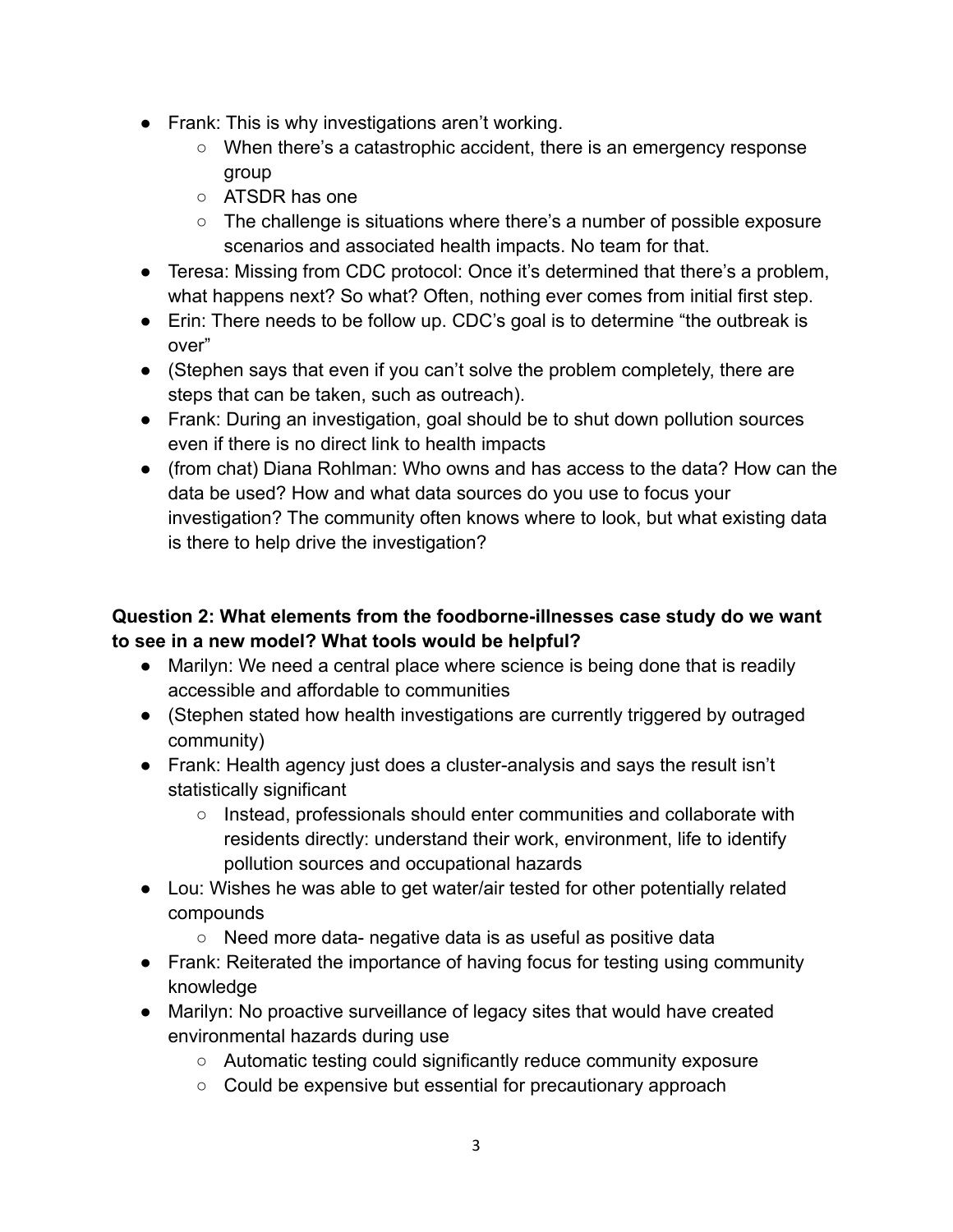- Frank: This is why investigations aren't working.
    - When there's a catastrophic accident, there is an emergency response group
    - ATSDR has one
    - The challenge is situations where there's a number of possible exposure scenarios and associated health impacts. No team for that.
- Teresa: Missing from CDC protocol: Once it's determined that there's a problem, what happens next? So what? Often, nothing ever comes from initial first step.
- Erin: There needs to be follow up. CDC's goal is to determine "the outbreak is over"
- (Stephen says that even if you can't solve the problem completely, there are steps that can be taken, such as outreach).
- Frank: During an investigation, goal should be to shut down pollution sources even if there is no direct link to health impacts
- (from chat) Diana Rohlman: Who owns and has access to the data? How can the data be used? How and what data sources do you use to focus your investigation? The community often knows where to look, but what existing data is there to help drive the investigation?

**Question 2: What elements from the foodborne-illnesses case study do we want to see in a new model? What tools would be helpful?**

- Marilyn: We need a central place where science is being done that is readily accessible and affordable to communities
- (Stephen stated how health investigations are currently triggered by outraged community)
- Frank: Health agency just does a cluster-analysis and says the result isn't statistically significant
    - Instead, professionals should enter communities and collaborate with residents directly: understand their work, environment, life to identify pollution sources and occupational hazards
- Lou: Wishes he was able to get water/air tested for other potentially related compounds
    - Need more data- negative data is as useful as positive data
- Frank: Reiterated the importance of having focus for testing using community knowledge
- Marilyn: No proactive surveillance of legacy sites that would have created environmental hazards during use
    - Automatic testing could significantly reduce community exposure
    - Could be expensive but essential for precautionary approach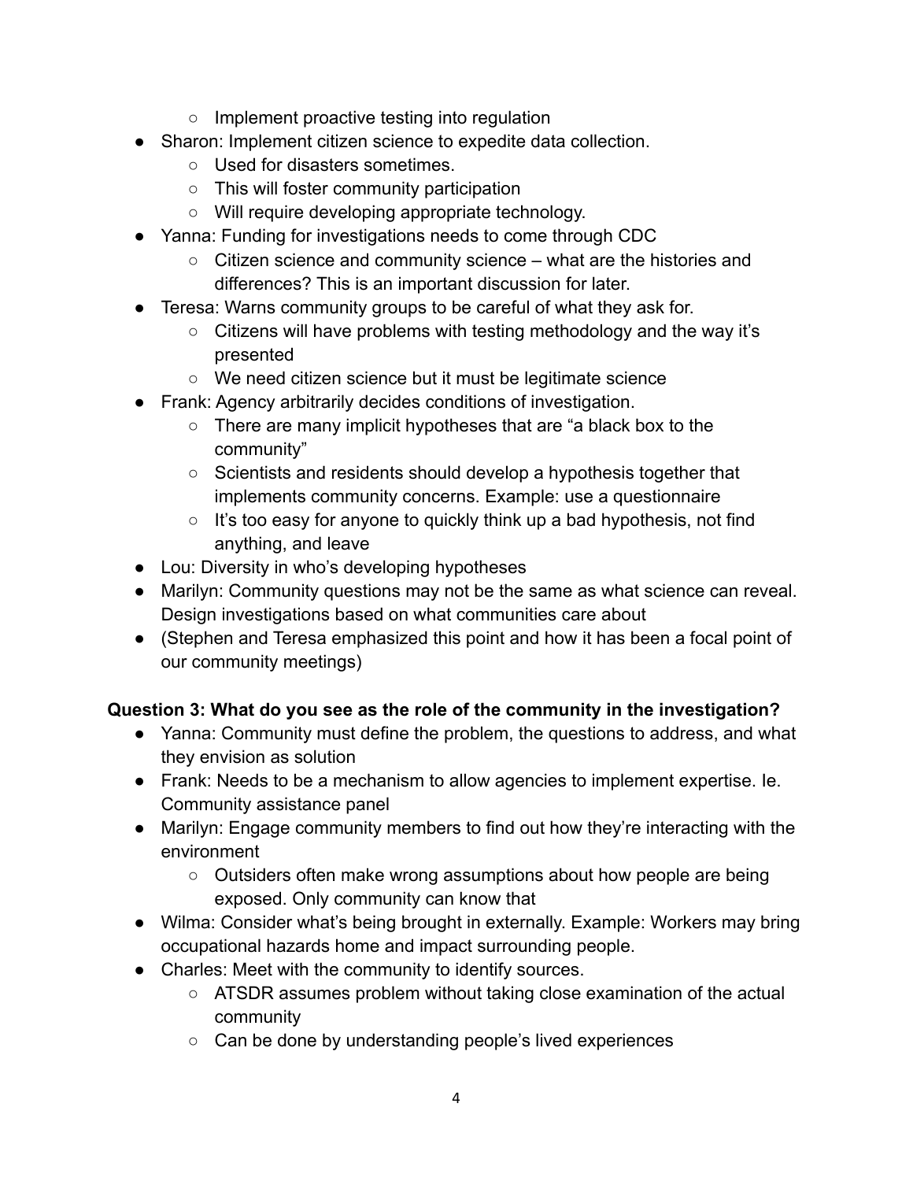- Implement proactive testing into regulation
- Sharon: Implement citizen science to expedite data collection.
  - Used for disasters sometimes.
  - This will foster community participation
  - Will require developing appropriate technology.
- Yanna: Funding for investigations needs to come through CDC
  - Citizen science and community science – what are the histories and differences? This is an important discussion for later.
- Teresa: Warns community groups to be careful of what they ask for.
  - Citizens will have problems with testing methodology and the way it's presented
  - We need citizen science but it must be legitimate science
- Frank: Agency arbitrarily decides conditions of investigation.
  - There are many implicit hypotheses that are "a black box to the community"
  - Scientists and residents should develop a hypothesis together that implements community concerns. Example: use a questionnaire
  - It's too easy for anyone to quickly think up a bad hypothesis, not find anything, and leave
- Lou: Diversity in who's developing hypotheses
- Marilyn: Community questions may not be the same as what science can reveal. Design investigations based on what communities care about
- (Stephen and Teresa emphasized this point and how it has been a focal point of our community meetings)

**Question 3: What do you see as the role of the community in the investigation?**

- Yanna: Community must define the problem, the questions to address, and what they envision as solution
- Frank: Needs to be a mechanism to allow agencies to implement expertise. Ie. Community assistance panel
- Marilyn: Engage community members to find out how they're interacting with the environment
  - Outsiders often make wrong assumptions about how people are being exposed. Only community can know that
- Wilma: Consider what's being brought in externally. Example: Workers may bring occupational hazards home and impact surrounding people.
- Charles: Meet with the community to identify sources.
  - ATSDR assumes problem without taking close examination of the actual community
  - Can be done by understanding people's lived experiences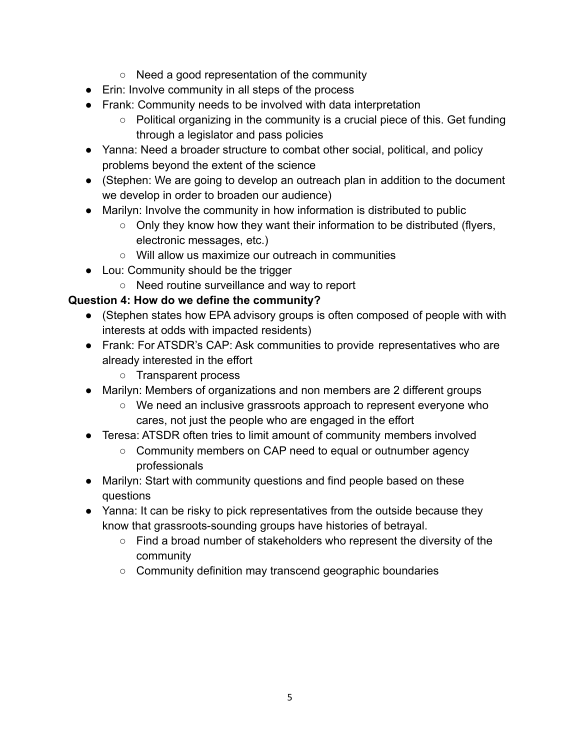- Need a good representation of the community
- Erin: Involve community in all steps of the process
- Frank: Community needs to be involved with data interpretation
    - Political organizing in the community is a crucial piece of this. Get funding through a legislator and pass policies
- Yanna: Need a broader structure to combat other social, political, and policy problems beyond the extent of the science
- (Stephen: We are going to develop an outreach plan in addition to the document we develop in order to broaden our audience)
- Marilyn: Involve the community in how information is distributed to public
    - Only they know how they want their information to be distributed (flyers, electronic messages, etc.)
    - Will allow us maximize our outreach in communities
- Lou: Community should be the trigger
    - Need routine surveillance and way to report

**Question 4: How do we define the community?**

- (Stephen states how EPA advisory groups is often composed of people with with interests at odds with impacted residents)
- Frank: For ATSDR's CAP: Ask communities to provide representatives who are already interested in the effort
    - Transparent process
- Marilyn: Members of organizations and non members are 2 different groups
    - We need an inclusive grassroots approach to represent everyone who cares, not just the people who are engaged in the effort
- Teresa: ATSDR often tries to limit amount of community members involved
    - Community members on CAP need to equal or outnumber agency professionals
- Marilyn: Start with community questions and find people based on these questions
- Yanna: It can be risky to pick representatives from the outside because they know that grassroots-sounding groups have histories of betrayal.
    - Find a broad number of stakeholders who represent the diversity of the community
    - Community definition may transcend geographic boundaries